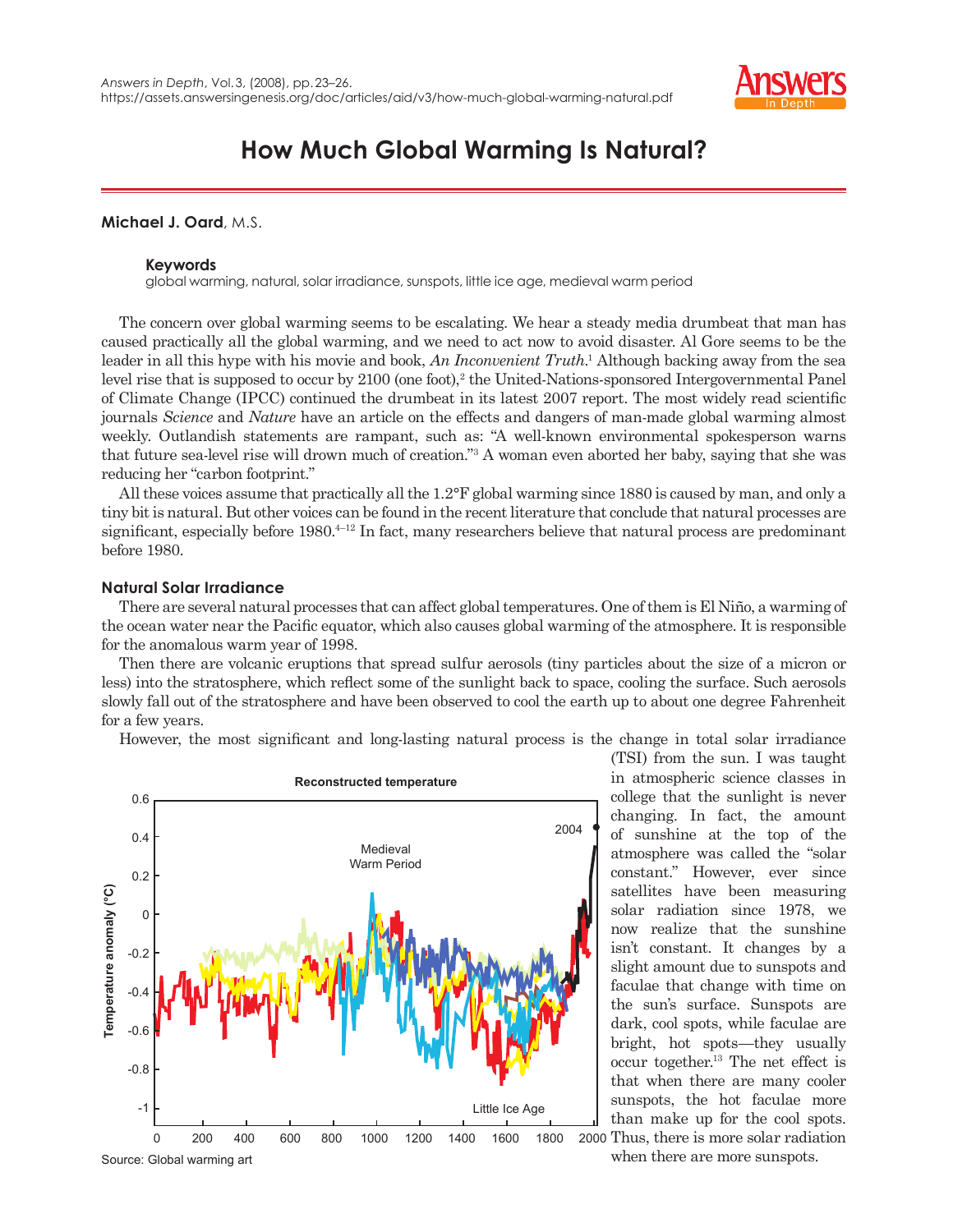# How Much Global Warming Is Natural?

**Michael J. Oard**, M.S.

**Keywords**

global warming, natural, solar irradiance, sunspots, little ice age, medieval warm period

The concern over global warming seems to be escalating. We hear a steady media drumbeat that man has caused practically all the global warming, and we need to act now to avoid disaster. Al Gore seems to be the leader in all this hype with his movie and book, *An Inconvenient Truth*.[1] Although backing away from the sea level rise that is supposed to occur by 2100 (one foot),[2] the United-Nations-sponsored Intergovernmental Panel of Climate Change (IPCC) continued the drumbeat in its latest 2007 report. The most widely read scientific journals *Science* and *Nature* have an article on the effects and dangers of man-made global warming almost weekly. Outlandish statements are rampant, such as: "A well-known environmental spokesperson warns that future sea-level rise will drown much of creation."[3] A woman even aborted her baby, saying that she was reducing her "carbon footprint."

All these voices assume that practically all the 1.2°F global warming since 1880 is caused by man, and only a tiny bit is natural. But other voices can be found in the recent literature that conclude that natural processes are significant, especially before 1980.[4–12] In fact, many researchers believe that natural process are predominant before 1980.

## Natural Solar Irradiance

There are several natural processes that can affect global temperatures. One of them is El Niño, a warming of the ocean water near the Pacific equator, which also causes global warming of the atmosphere. It is responsible for the anomalous warm year of 1998.

Then there are volcanic eruptions that spread sulfur aerosols (tiny particles about the size of a micron or less) into the stratosphere, which reflect some of the sunlight back to space, cooling the surface. Such aerosols slowly fall out of the stratosphere and have been observed to cool the earth up to about one degree Fahrenheit for a few years.

However, the most significant and long-lasting natural process is the change in total solar irradiance (TSI) from the sun. I was taught in atmospheric science classes in college that the sunlight is never changing. In fact, the amount of sunshine at the top of the atmosphere was called the "solar constant." However, ever since satellites have been measuring solar radiation since 1978, we now realize that the sunshine isn't constant. It changes by a slight amount due to sunspots and faculae that change with time on the sun's surface. Sunspots are dark, cool spots, while faculae are bright, hot spots—they usually occur together.[13] The net effect is that when there are many cooler sunspots, the hot faculae more than make up for the cool spots. Thus, there is more solar radiation when there are more sunspots.

Source: Global warming art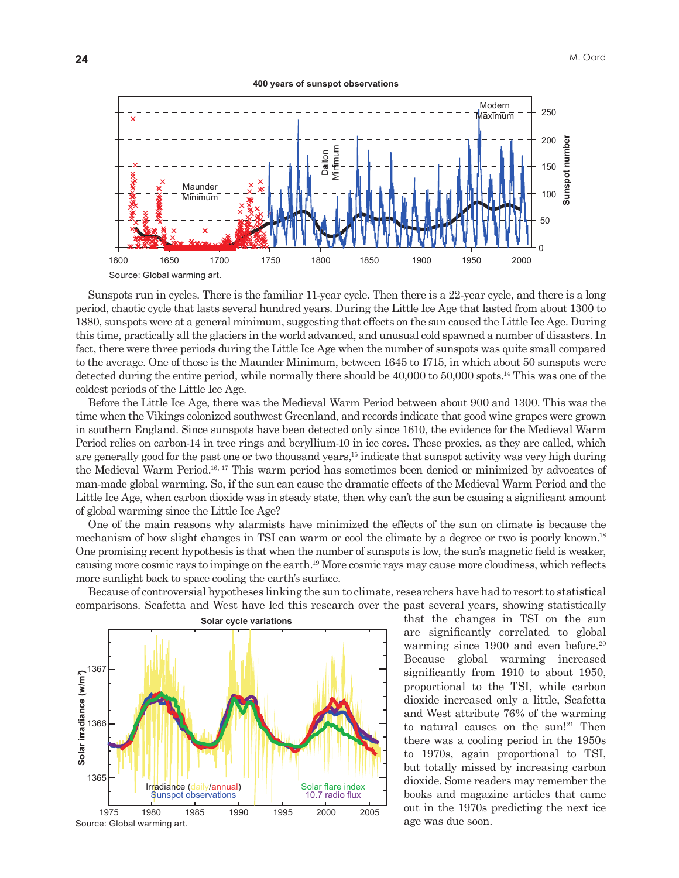400 years of sunspot observations

Source: Global warming art.

Sunspots run in cycles. There is the familiar 11-year cycle. Then there is a 22-year cycle, and there is a long period, chaotic cycle that lasts several hundred years. During the Little Ice Age that lasted from about 1300 to 1880, sunspots were at a general minimum, suggesting that effects on the sun caused the Little Ice Age. During this time, practically all the glaciers in the world advanced, and unusual cold spawned a number of disasters. In fact, there were three periods during the Little Ice Age when the number of sunspots was quite small compared to the average. One of those is the Maunder Minimum, between 1645 to 1715, in which about 50 sunspots were detected during the entire period, while normally there should be 40,000 to 50,000 spots.[14] This was one of the coldest periods of the Little Ice Age.

Before the Little Ice Age, there was the Medieval Warm Period between about 900 and 1300. This was the time when the Vikings colonized southwest Greenland, and records indicate that good wine grapes were grown in southern England. Since sunspots have been detected only since 1610, the evidence for the Medieval Warm Period relies on carbon-14 in tree rings and beryllium-10 in ice cores. These proxies, as they are called, which are generally good for the past one or two thousand years,[15] indicate that sunspot activity was very high during the Medieval Warm Period.[16, 17] This warm period has sometimes been denied or minimized by advocates of man-made global warming. So, if the sun can cause the dramatic effects of the Medieval Warm Period and the Little Ice Age, when carbon dioxide was in steady state, then why can't the sun be causing a significant amount of global warming since the Little Ice Age?

One of the main reasons why alarmists have minimized the effects of the sun on climate is because the mechanism of how slight changes in TSI can warm or cool the climate by a degree or two is poorly known.[18] One promising recent hypothesis is that when the number of sunspots is low, the sun's magnetic field is weaker, causing more cosmic rays to impinge on the earth.[19] More cosmic rays may cause more cloudiness, which reflects more sunlight back to space cooling the earth's surface.

Because of controversial hypotheses linking the sun to climate, researchers have had to resort to statistical comparisons. Scafetta and West have led this research over the past several years, showing statistically that the changes in TSI on the sun are significantly correlated to global warming since 1900 and even before.[20] Because global warming increased significantly from 1910 to about 1950, proportional to the TSI, while carbon dioxide increased only a little, Scafetta and West attribute 76% of the warming to natural causes on the sun![21] Then there was a cooling period in the 1950s to 1970s, again proportional to TSI, but totally missed by increasing carbon dioxide. Some readers may remember the books and magazine articles that came out in the 1970s predicting the next ice age was due soon.

Solar cycle variations

Source: Global warming art.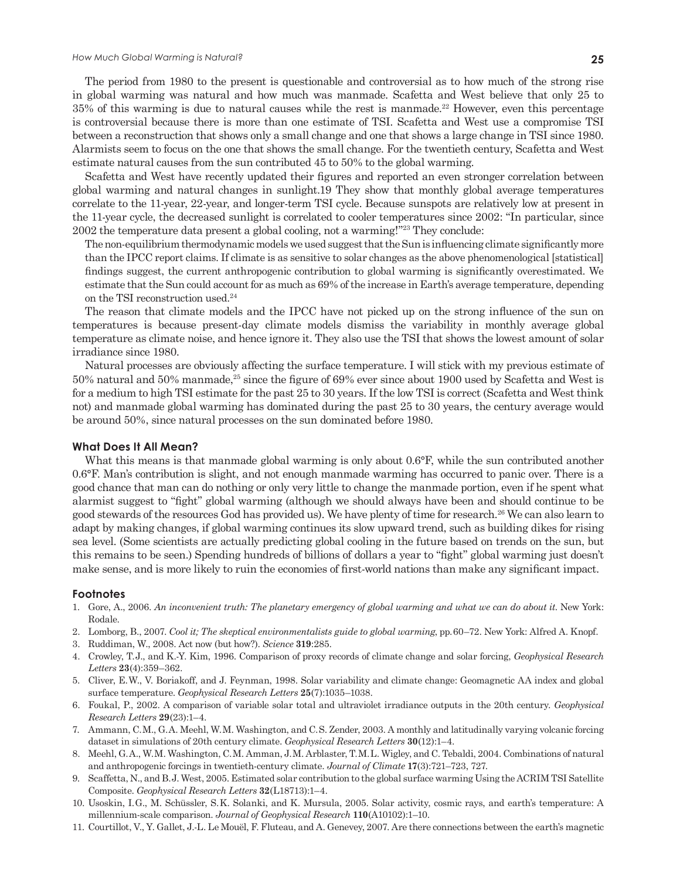The period from 1980 to the present is questionable and controversial as to how much of the strong rise in global warming was natural and how much was manmade. Scafetta and West believe that only 25 to 35% of this warming is due to natural causes while the rest is manmade.[22] However, even this percentage is controversial because there is more than one estimate of TSI. Scafetta and West use a compromise TSI between a reconstruction that shows only a small change and one that shows a large change in TSI since 1980. Alarmists seem to focus on the one that shows the small change. For the twentieth century, Scafetta and West estimate natural causes from the sun contributed 45 to 50% to the global warming.

Scafetta and West have recently updated their figures and reported an even stronger correlation between global warming and natural changes in sunlight.19 They show that monthly global average temperatures correlate to the 11-year, 22-year, and longer-term TSI cycle. Because sunspots are relatively low at present in the 11-year cycle, the decreased sunlight is correlated to cooler temperatures since 2002: "In particular, since 2002 the temperature data present a global cooling, not a warming!"[23] They conclude:

> The non-equilibrium thermodynamic models we used suggest that the Sun is influencing climate significantly more than the IPCC report claims. If climate is as sensitive to solar changes as the above phenomenological [statistical] findings suggest, the current anthropogenic contribution to global warming is significantly overestimated. We estimate that the Sun could account for as much as 69% of the increase in Earth's average temperature, depending on the TSI reconstruction used.[24]

The reason that climate models and the IPCC have not picked up on the strong influence of the sun on temperatures is because present-day climate models dismiss the variability in monthly average global temperature as climate noise, and hence ignore it. They also use the TSI that shows the lowest amount of solar irradiance since 1980.

Natural processes are obviously affecting the surface temperature. I will stick with my previous estimate of 50% natural and 50% manmade,[25] since the figure of 69% ever since about 1900 used by Scafetta and West is for a medium to high TSI estimate for the past 25 to 30 years. If the low TSI is correct (Scafetta and West think not) and manmade global warming has dominated during the past 25 to 30 years, the century average would be around 50%, since natural processes on the sun dominated before 1980.

### What Does It All Mean?

What this means is that manmade global warming is only about 0.6°F, while the sun contributed another 0.6°F. Man's contribution is slight, and not enough manmade warming has occurred to panic over. There is a good chance that man can do nothing or only very little to change the manmade portion, even if he spent what alarmist suggest to "fight" global warming (although we should always have been and should continue to be good stewards of the resources God has provided us). We have plenty of time for research.[26] We can also learn to adapt by making changes, if global warming continues its slow upward trend, such as building dikes for rising sea level. (Some scientists are actually predicting global cooling in the future based on trends on the sun, but this remains to be seen.) Spending hundreds of billions of dollars a year to "fight" global warming just doesn't make sense, and is more likely to ruin the economies of first-world nations than make any significant impact.

### Footnotes

1. Gore, A., 2006. *An inconvenient truth: The planetary emergency of global warming and what we can do about it.* New York: Rodale.
2. Lomborg, B., 2007. *Cool it; The skeptical environmentalists guide to global warming*, pp. 60–72. New York: Alfred A. Knopf.
3. Ruddiman, W., 2008. Act now (but how?). *Science* **319**:285.
4. Crowley, T.J., and K.-Y. Kim, 1996. Comparison of proxy records of climate change and solar forcing, *Geophysical Research Letters* **23**(4):359–362.
5. Cliver, E.W., V. Boriakoff, and J. Feynman, 1998. Solar variability and climate change: Geomagnetic AA index and global surface temperature. *Geophysical Research Letters* **25**(7):1035–1038.
6. Foukal, P., 2002. A comparison of variable solar total and ultraviolet irradiance outputs in the 20th century. *Geophysical Research Letters* **29**(23):1–4.
7. Ammann, C.M., G.A. Meehl, W.M. Washington, and C.S. Zender, 2003. A monthly and latitudinally varying volcanic forcing dataset in simulations of 20th century climate. *Geophysical Research Letters* **30**(12):1–4.
8. Meehl, G.A., W.M. Washington, C.M. Amman, J.M. Arblaster, T.M.L. Wigley, and C. Tebaldi, 2004. Combinations of natural and anthropogenic forcings in twentieth-century climate. *Journal of Climate* **17**(3):721–723, 727.
9. Scaffetta, N., and B.J. West, 2005. Estimated solar contribution to the global surface warming Using the ACRIM TSI Satellite Composite. *Geophysical Research Letters* **32**(L18713):1–4.
10. Usoskin, I.G., M. Schüssler, S.K. Solanki, and K. Mursula, 2005. Solar activity, cosmic rays, and earth's temperature: A millennium-scale comparison. *Journal of Geophysical Research* **110**(A10102):1–10.
11. Courtillot, V., Y. Gallet, J.-L. Le Mouël, F. Fluteau, and A. Genevey, 2007. Are there connections between the earth's magnetic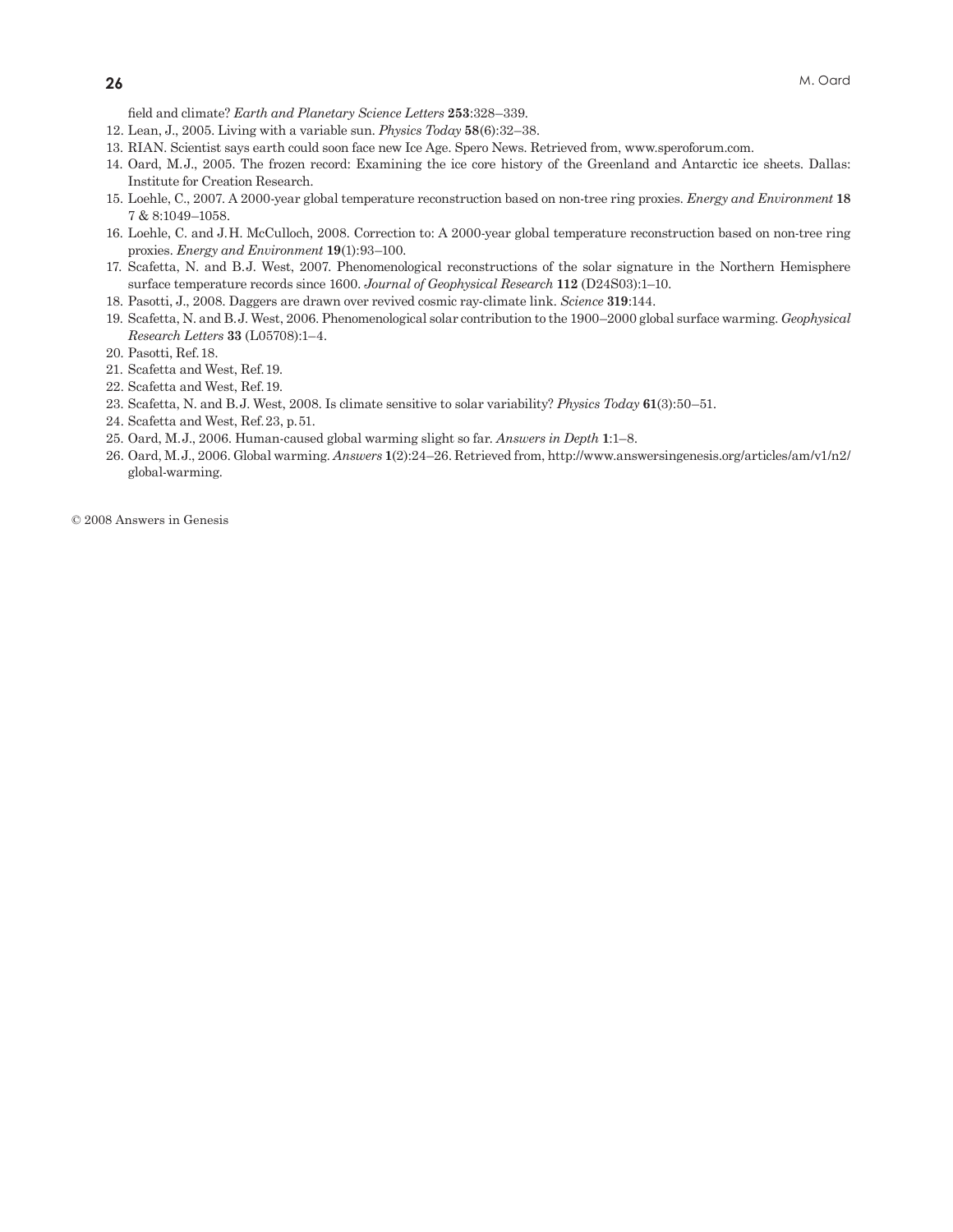field and climate? *Earth and Planetary Science Letters* **253**:328–339.

12. Lean, J., 2005. Living with a variable sun. *Physics Today* **58**(6):32–38.
13. RIAN. Scientist says earth could soon face new Ice Age. Spero News. Retrieved from, www.speroforum.com.
14. Oard, M.J., 2005. The frozen record: Examining the ice core history of the Greenland and Antarctic ice sheets. Dallas: Institute for Creation Research.
15. Loehle, C., 2007. A 2000-year global temperature reconstruction based on non-tree ring proxies. *Energy and Environment* **18** 7 & 8:1049–1058.
16. Loehle, C. and J.H. McCulloch, 2008. Correction to: A 2000-year global temperature reconstruction based on non-tree ring proxies. *Energy and Environment* **19**(1):93–100.
17. Scafetta, N. and B.J. West, 2007. Phenomenological reconstructions of the solar signature in the Northern Hemisphere surface temperature records since 1600. *Journal of Geophysical Research* **112** (D24S03):1–10.
18. Pasotti, J., 2008. Daggers are drawn over revived cosmic ray-climate link. *Science* **319**:144.
19. Scafetta, N. and B.J. West, 2006. Phenomenological solar contribution to the 1900–2000 global surface warming. *Geophysical Research Letters* **33** (L05708):1–4.
20. Pasotti, Ref. 18.
21. Scafetta and West, Ref. 19.
22. Scafetta and West, Ref. 19.
23. Scafetta, N. and B.J. West, 2008. Is climate sensitive to solar variability? *Physics Today* **61**(3):50–51.
24. Scafetta and West, Ref. 23, p. 51.
25. Oard, M.J., 2006. Human-caused global warming slight so far. *Answers in Depth* **1**:1–8.
26. Oard, M.J., 2006. Global warming. *Answers* **1**(2):24–26. Retrieved from, http://www.answersingenesis.org/articles/am/v1/n2/global-warming.

© 2008 Answers in Genesis